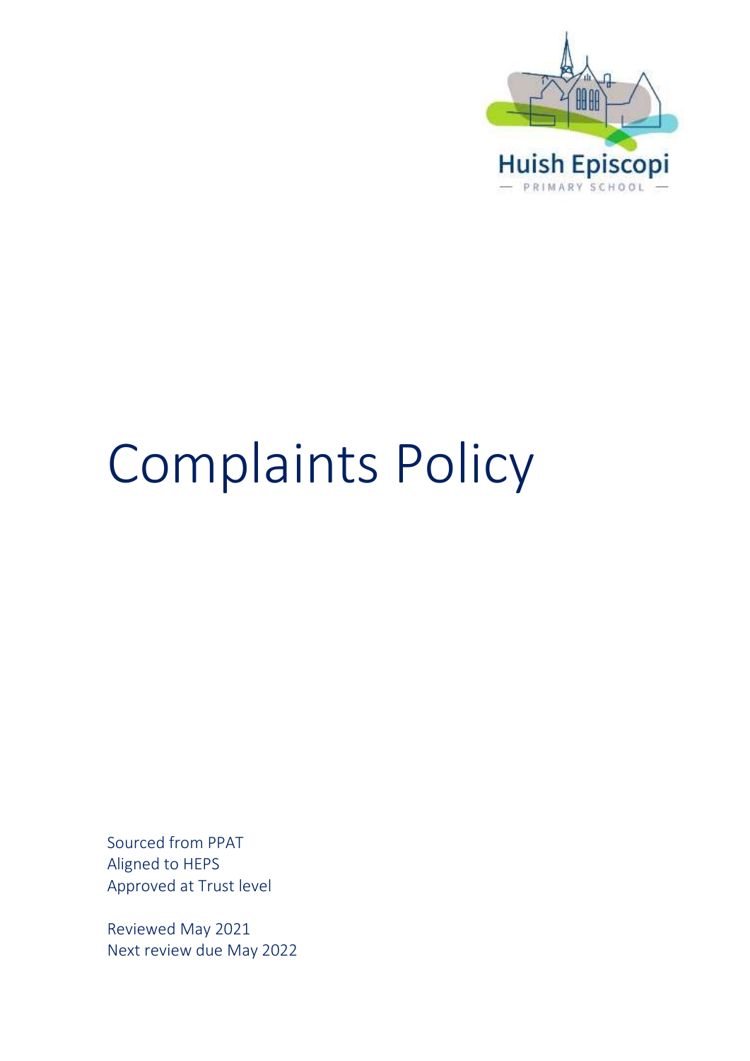Huish Episcopi

— PRIMARY SCHOOL —

# Complaints Policy

Sourced from PPAT
Aligned to HEPS
Approved at Trust level

Reviewed May 2021
Next review due May 2022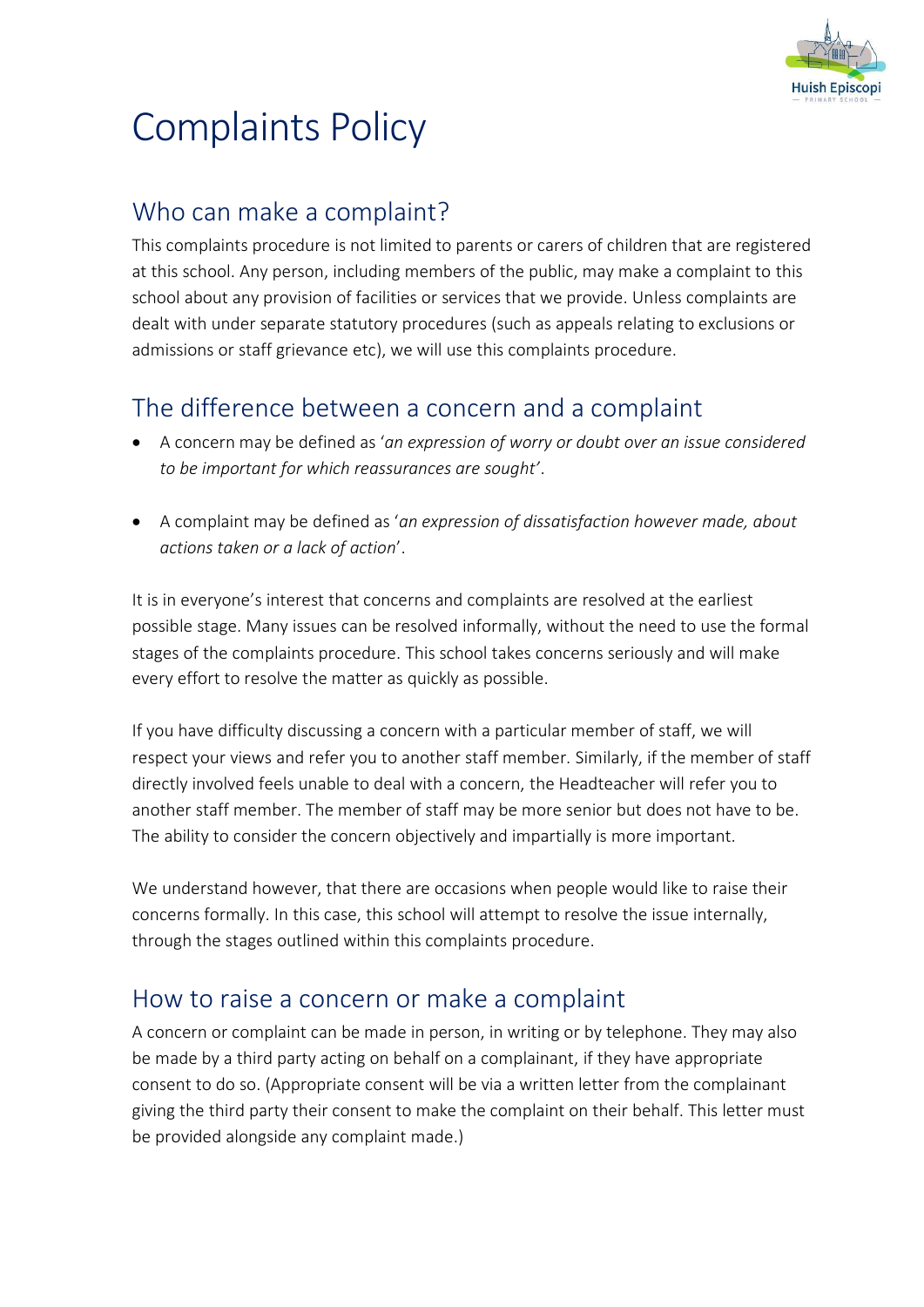# Complaints Policy

## Who can make a complaint?

This complaints procedure is not limited to parents or carers of children that are registered at this school. Any person, including members of the public, may make a complaint to this school about any provision of facilities or services that we provide. Unless complaints are dealt with under separate statutory procedures (such as appeals relating to exclusions or admissions or staff grievance etc), we will use this complaints procedure.

## The difference between a concern and a complaint

- A concern may be defined as '*an expression of worry or doubt over an issue considered to be important for which reassurances are sought*'.
- A complaint may be defined as '*an expression of dissatisfaction however made, about actions taken or a lack of action*'.

It is in everyone's interest that concerns and complaints are resolved at the earliest possible stage. Many issues can be resolved informally, without the need to use the formal stages of the complaints procedure. This school takes concerns seriously and will make every effort to resolve the matter as quickly as possible.

If you have difficulty discussing a concern with a particular member of staff, we will respect your views and refer you to another staff member. Similarly, if the member of staff directly involved feels unable to deal with a concern, the Headteacher will refer you to another staff member. The member of staff may be more senior but does not have to be. The ability to consider the concern objectively and impartially is more important.

We understand however, that there are occasions when people would like to raise their concerns formally. In this case, this school will attempt to resolve the issue internally, through the stages outlined within this complaints procedure.

## How to raise a concern or make a complaint

A concern or complaint can be made in person, in writing or by telephone. They may also be made by a third party acting on behalf on a complainant, if they have appropriate consent to do so. (Appropriate consent will be via a written letter from the complainant giving the third party their consent to make the complaint on their behalf. This letter must be provided alongside any complaint made.)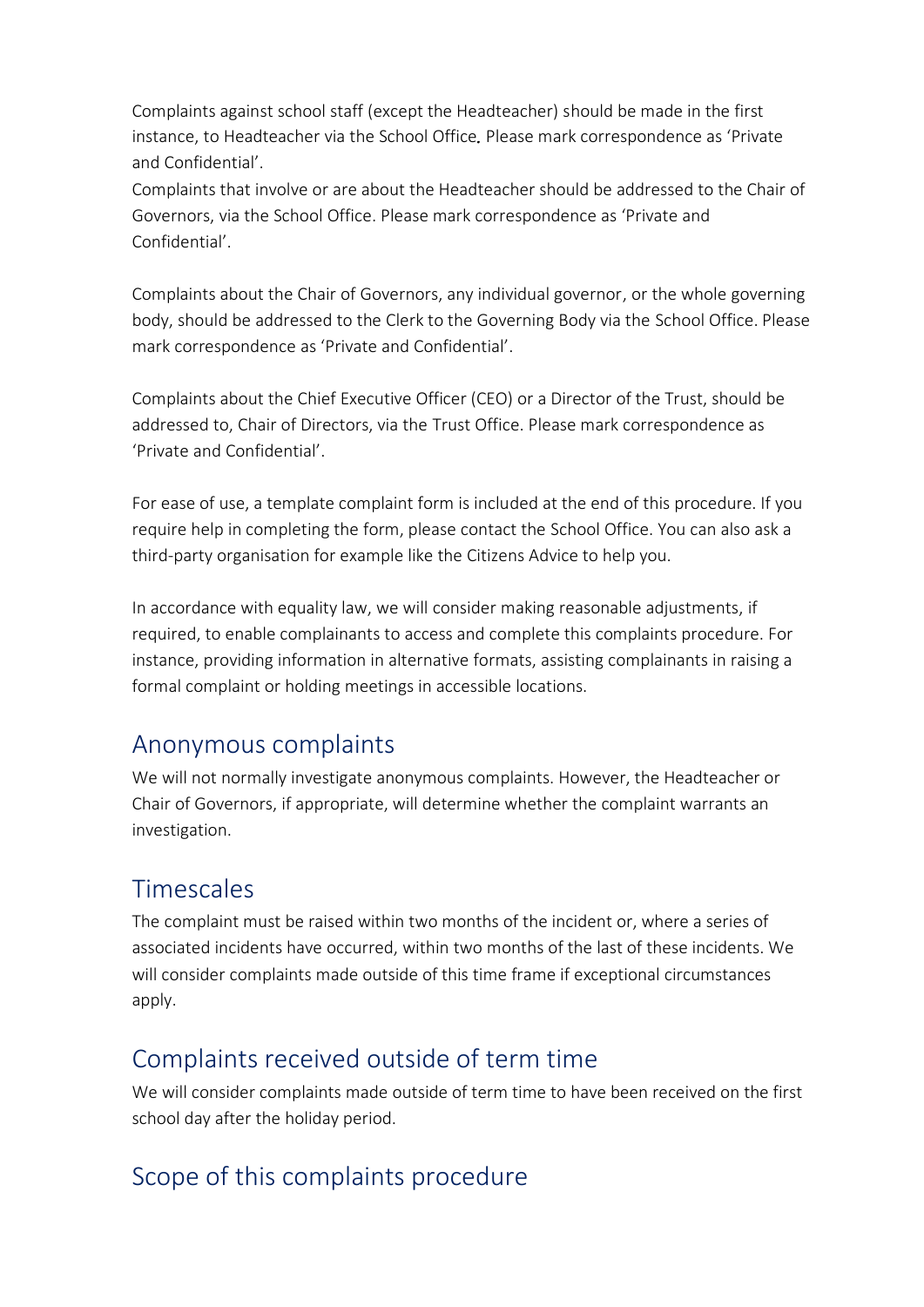Complaints against school staff (except the Headteacher) should be made in the first instance, to Headteacher via the School Office. Please mark correspondence as 'Private and Confidential'.

Complaints that involve or are about the Headteacher should be addressed to the Chair of Governors, via the School Office. Please mark correspondence as 'Private and Confidential'.

Complaints about the Chair of Governors, any individual governor, or the whole governing body, should be addressed to the Clerk to the Governing Body via the School Office. Please mark correspondence as 'Private and Confidential'.

Complaints about the Chief Executive Officer (CEO) or a Director of the Trust, should be addressed to, Chair of Directors, via the Trust Office. Please mark correspondence as 'Private and Confidential'.

For ease of use, a template complaint form is included at the end of this procedure. If you require help in completing the form, please contact the School Office. You can also ask a third-party organisation for example like the Citizens Advice to help you.

In accordance with equality law, we will consider making reasonable adjustments, if required, to enable complainants to access and complete this complaints procedure. For instance, providing information in alternative formats, assisting complainants in raising a formal complaint or holding meetings in accessible locations.

## Anonymous complaints

We will not normally investigate anonymous complaints. However, the Headteacher or Chair of Governors, if appropriate, will determine whether the complaint warrants an investigation.

## Timescales

The complaint must be raised within two months of the incident or, where a series of associated incidents have occurred, within two months of the last of these incidents. We will consider complaints made outside of this time frame if exceptional circumstances apply.

## Complaints received outside of term time

We will consider complaints made outside of term time to have been received on the first school day after the holiday period.

## Scope of this complaints procedure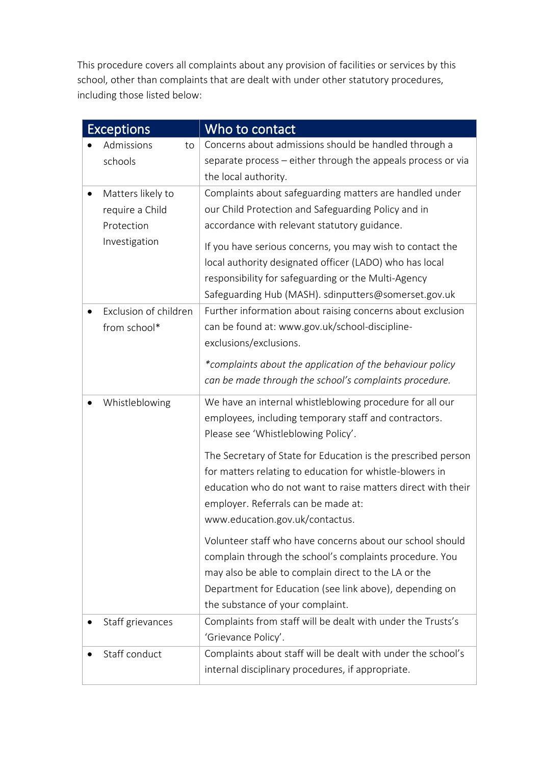This procedure covers all complaints about any provision of facilities or services by this school, other than complaints that are dealt with under other statutory procedures, including those listed below:

| Exceptions | Who to contact |
| --- | --- |
| • Admissions to schools | Concerns about admissions should be handled through a separate process – either through the appeals process or via the local authority. |
| • Matters likely to require a Child Protection Investigation | Complaints about safeguarding matters are handled under our Child Protection and Safeguarding Policy and in accordance with relevant statutory guidance.<br><br>If you have serious concerns, you may wish to contact the local authority designated officer (LADO) who has local responsibility for safeguarding or the Multi-Agency Safeguarding Hub (MASH). sdinputters@somerset.gov.uk |
| • Exclusion of children from school* | Further information about raising concerns about exclusion can be found at: www.gov.uk/school-discipline-exclusions/exclusions.<br><br>**complaints about the application of the behaviour policy can be made through the school's complaints procedure.* |
| • Whistleblowing | We have an internal whistleblowing procedure for all our employees, including temporary staff and contractors. Please see 'Whistleblowing Policy'.<br><br>The Secretary of State for Education is the prescribed person for matters relating to education for whistle-blowers in education who do not want to raise matters direct with their employer. Referrals can be made at: www.education.gov.uk/contactus.<br><br>Volunteer staff who have concerns about our school should complain through the school's complaints procedure. You may also be able to complain direct to the LA or the Department for Education (see link above), depending on the substance of your complaint. |
| • Staff grievances | Complaints from staff will be dealt with under the Trusts's 'Grievance Policy'. |
| • Staff conduct | Complaints about staff will be dealt with under the school's internal disciplinary procedures, if appropriate. |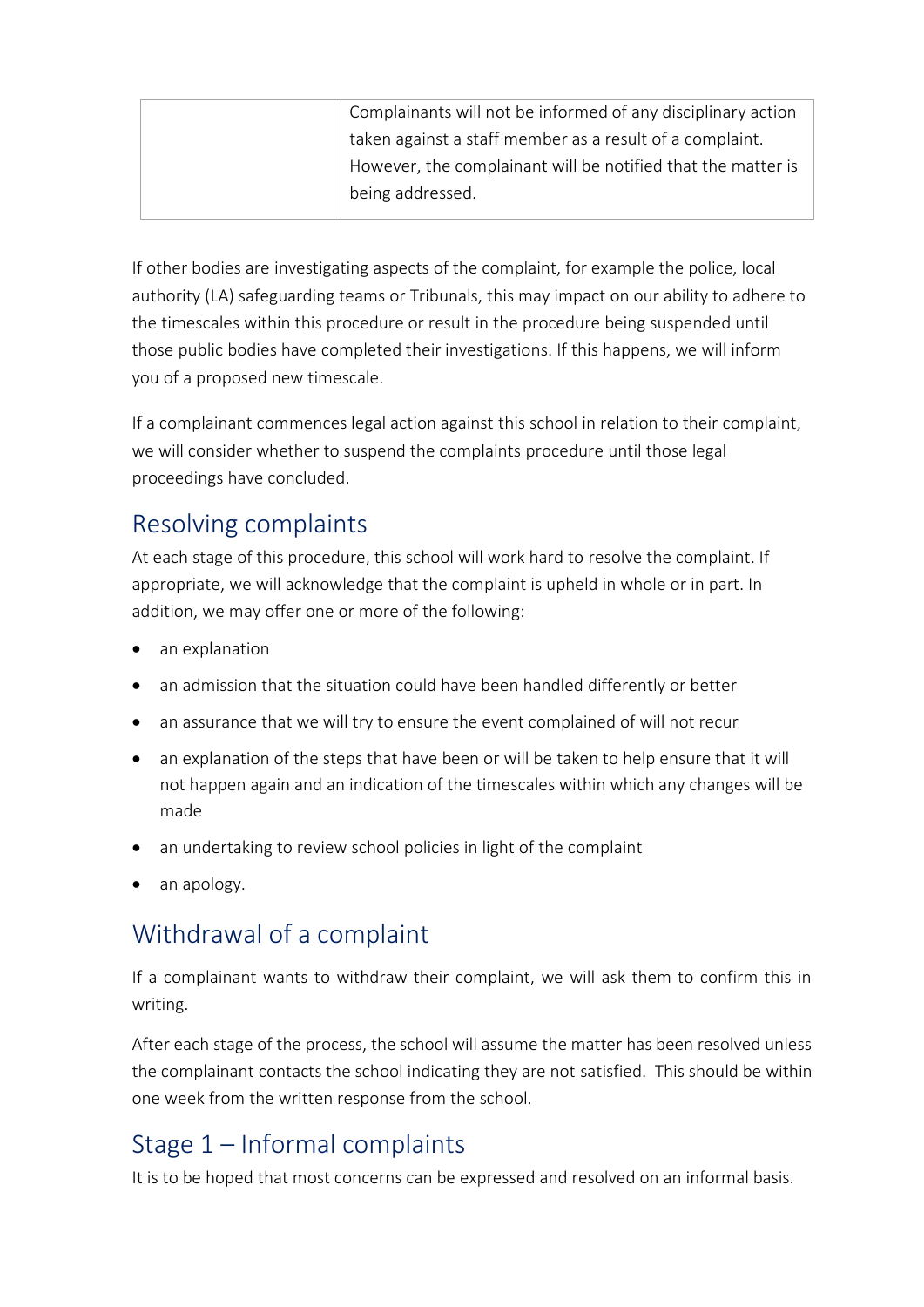|  | Complainants will not be informed of any disciplinary action taken against a staff member as a result of a complaint. However, the complainant will be notified that the matter is being addressed. |
| --- | --- |

If other bodies are investigating aspects of the complaint, for example the police, local authority (LA) safeguarding teams or Tribunals, this may impact on our ability to adhere to the timescales within this procedure or result in the procedure being suspended until those public bodies have completed their investigations. If this happens, we will inform you of a proposed new timescale.

If a complainant commences legal action against this school in relation to their complaint, we will consider whether to suspend the complaints procedure until those legal proceedings have concluded.

## Resolving complaints

At each stage of this procedure, this school will work hard to resolve the complaint. If appropriate, we will acknowledge that the complaint is upheld in whole or in part. In addition, we may offer one or more of the following:

- an explanation
- an admission that the situation could have been handled differently or better
- an assurance that we will try to ensure the event complained of will not recur
- an explanation of the steps that have been or will be taken to help ensure that it will not happen again and an indication of the timescales within which any changes will be made
- an undertaking to review school policies in light of the complaint
- an apology.

## Withdrawal of a complaint

If a complainant wants to withdraw their complaint, we will ask them to confirm this in writing.

After each stage of the process, the school will assume the matter has been resolved unless the complainant contacts the school indicating they are not satisfied. This should be within one week from the written response from the school.

## Stage 1 – Informal complaints

It is to be hoped that most concerns can be expressed and resolved on an informal basis.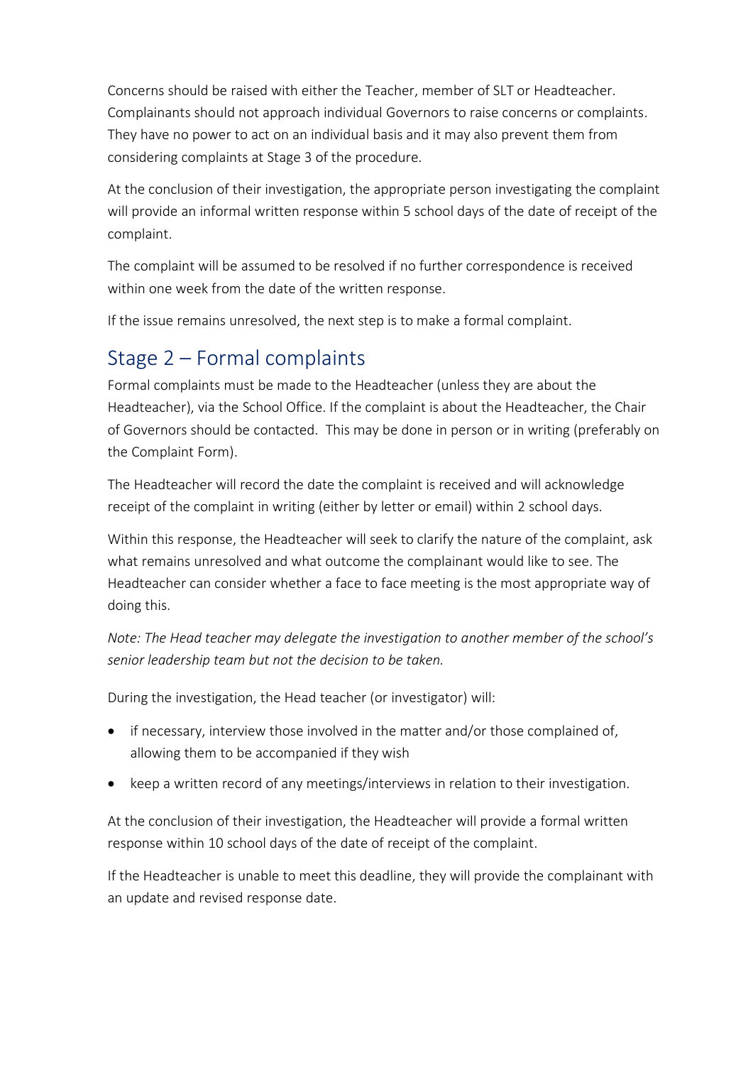Concerns should be raised with either the Teacher, member of SLT or Headteacher. Complainants should not approach individual Governors to raise concerns or complaints. They have no power to act on an individual basis and it may also prevent them from considering complaints at Stage 3 of the procedure.

At the conclusion of their investigation, the appropriate person investigating the complaint will provide an informal written response within 5 school days of the date of receipt of the complaint.

The complaint will be assumed to be resolved if no further correspondence is received within one week from the date of the written response.

If the issue remains unresolved, the next step is to make a formal complaint.

## Stage 2 – Formal complaints

Formal complaints must be made to the Headteacher (unless they are about the Headteacher), via the School Office. If the complaint is about the Headteacher, the Chair of Governors should be contacted. This may be done in person or in writing (preferably on the Complaint Form).

The Headteacher will record the date the complaint is received and will acknowledge receipt of the complaint in writing (either by letter or email) within 2 school days.

Within this response, the Headteacher will seek to clarify the nature of the complaint, ask what remains unresolved and what outcome the complainant would like to see. The Headteacher can consider whether a face to face meeting is the most appropriate way of doing this.

*Note: The Head teacher may delegate the investigation to another member of the school's senior leadership team but not the decision to be taken.*

During the investigation, the Head teacher (or investigator) will:

- if necessary, interview those involved in the matter and/or those complained of, allowing them to be accompanied if they wish
- keep a written record of any meetings/interviews in relation to their investigation.

At the conclusion of their investigation, the Headteacher will provide a formal written response within 10 school days of the date of receipt of the complaint.

If the Headteacher is unable to meet this deadline, they will provide the complainant with an update and revised response date.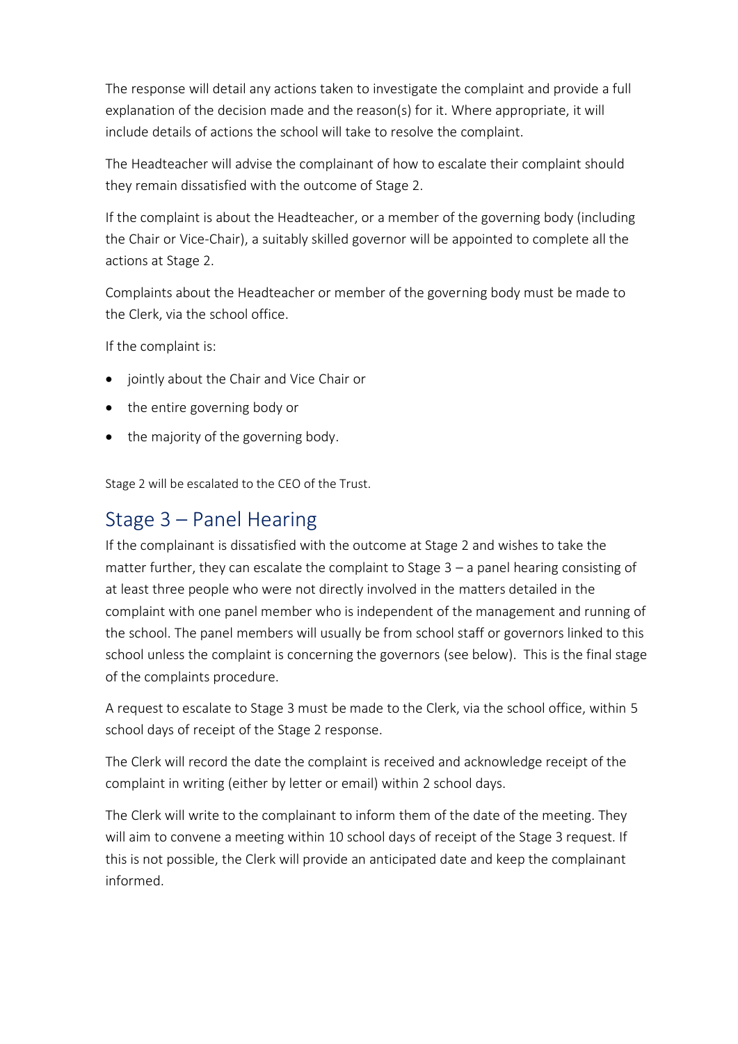The response will detail any actions taken to investigate the complaint and provide a full explanation of the decision made and the reason(s) for it. Where appropriate, it will include details of actions the school will take to resolve the complaint.

The Headteacher will advise the complainant of how to escalate their complaint should they remain dissatisfied with the outcome of Stage 2.

If the complaint is about the Headteacher, or a member of the governing body (including the Chair or Vice-Chair), a suitably skilled governor will be appointed to complete all the actions at Stage 2.

Complaints about the Headteacher or member of the governing body must be made to the Clerk, via the school office.

If the complaint is:

- jointly about the Chair and Vice Chair or
- the entire governing body or
- the majority of the governing body.

Stage 2 will be escalated to the CEO of the Trust.

## Stage 3 – Panel Hearing

If the complainant is dissatisfied with the outcome at Stage 2 and wishes to take the matter further, they can escalate the complaint to Stage 3 – a panel hearing consisting of at least three people who were not directly involved in the matters detailed in the complaint with one panel member who is independent of the management and running of the school. The panel members will usually be from school staff or governors linked to this school unless the complaint is concerning the governors (see below). This is the final stage of the complaints procedure.

A request to escalate to Stage 3 must be made to the Clerk, via the school office, within 5 school days of receipt of the Stage 2 response.

The Clerk will record the date the complaint is received and acknowledge receipt of the complaint in writing (either by letter or email) within 2 school days.

The Clerk will write to the complainant to inform them of the date of the meeting. They will aim to convene a meeting within 10 school days of receipt of the Stage 3 request. If this is not possible, the Clerk will provide an anticipated date and keep the complainant informed.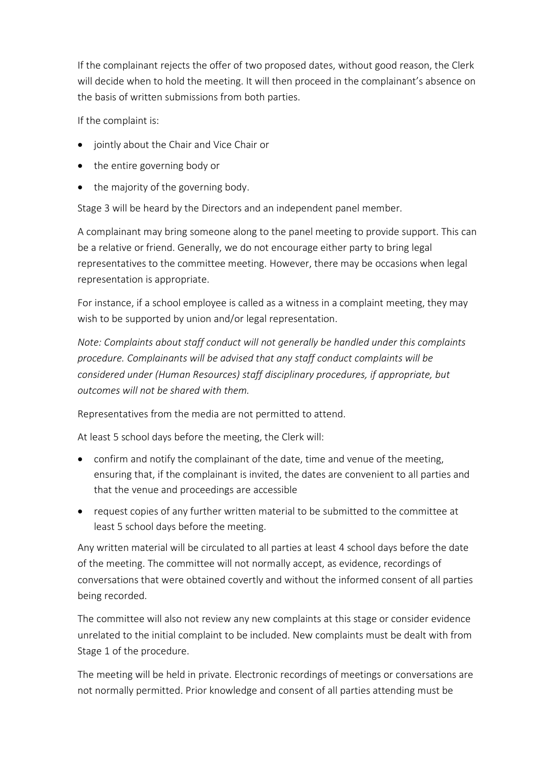If the complainant rejects the offer of two proposed dates, without good reason, the Clerk will decide when to hold the meeting. It will then proceed in the complainant's absence on the basis of written submissions from both parties.

If the complaint is:

- jointly about the Chair and Vice Chair or
- the entire governing body or
- the majority of the governing body.

Stage 3 will be heard by the Directors and an independent panel member.

A complainant may bring someone along to the panel meeting to provide support. This can be a relative or friend. Generally, we do not encourage either party to bring legal representatives to the committee meeting. However, there may be occasions when legal representation is appropriate.

For instance, if a school employee is called as a witness in a complaint meeting, they may wish to be supported by union and/or legal representation.

*Note: Complaints about staff conduct will not generally be handled under this complaints procedure. Complainants will be advised that any staff conduct complaints will be considered under (Human Resources) staff disciplinary procedures, if appropriate, but outcomes will not be shared with them.*

Representatives from the media are not permitted to attend.

At least 5 school days before the meeting, the Clerk will:

- confirm and notify the complainant of the date, time and venue of the meeting, ensuring that, if the complainant is invited, the dates are convenient to all parties and that the venue and proceedings are accessible
- request copies of any further written material to be submitted to the committee at least 5 school days before the meeting.

Any written material will be circulated to all parties at least 4 school days before the date of the meeting. The committee will not normally accept, as evidence, recordings of conversations that were obtained covertly and without the informed consent of all parties being recorded.

The committee will also not review any new complaints at this stage or consider evidence unrelated to the initial complaint to be included. New complaints must be dealt with from Stage 1 of the procedure.

The meeting will be held in private. Electronic recordings of meetings or conversations are not normally permitted. Prior knowledge and consent of all parties attending must be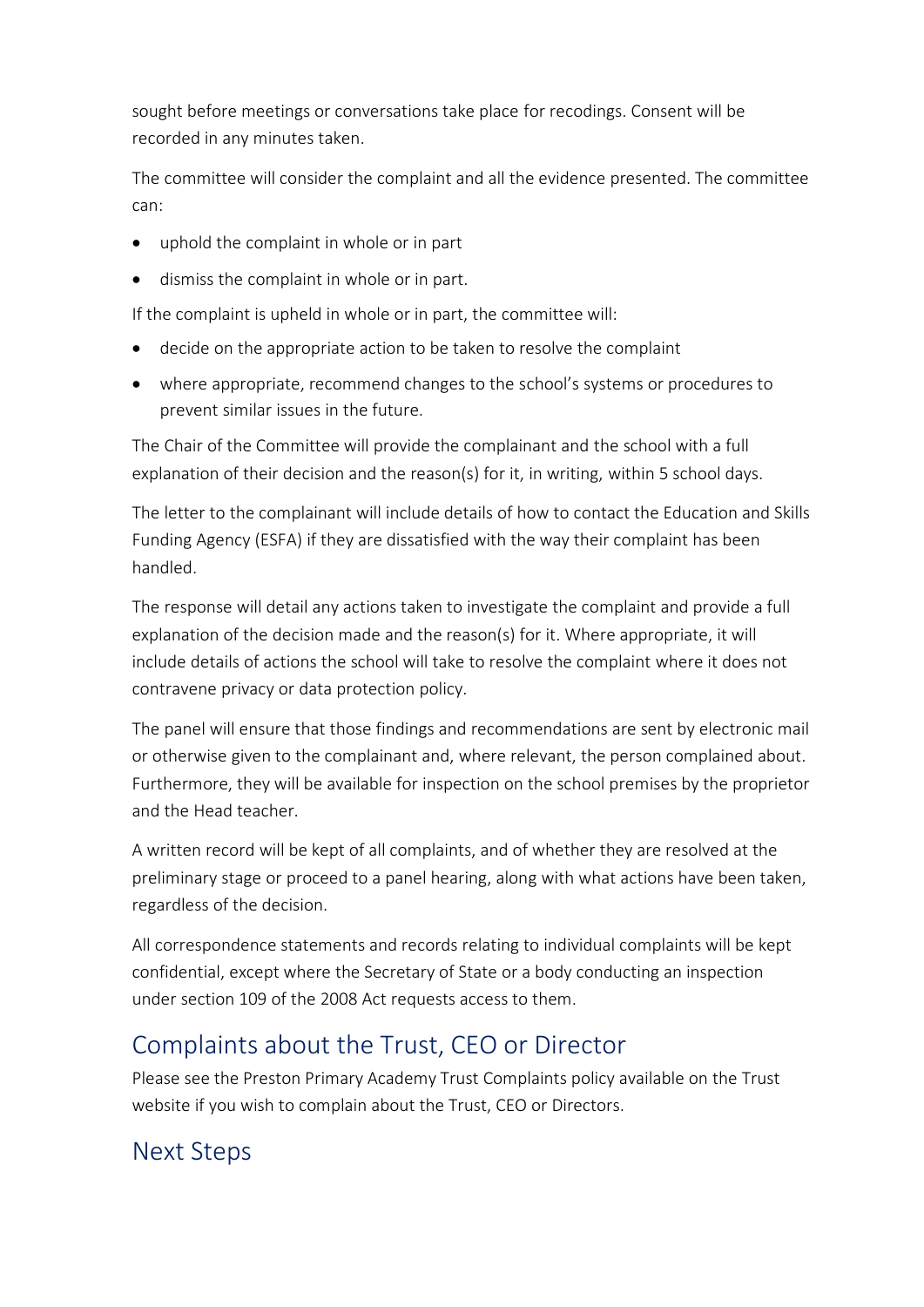sought before meetings or conversations take place for recodings. Consent will be recorded in any minutes taken.

The committee will consider the complaint and all the evidence presented. The committee can:

- uphold the complaint in whole or in part
- dismiss the complaint in whole or in part.

If the complaint is upheld in whole or in part, the committee will:

- decide on the appropriate action to be taken to resolve the complaint
- where appropriate, recommend changes to the school's systems or procedures to prevent similar issues in the future.

The Chair of the Committee will provide the complainant and the school with a full explanation of their decision and the reason(s) for it, in writing, within 5 school days.

The letter to the complainant will include details of how to contact the Education and Skills Funding Agency (ESFA) if they are dissatisfied with the way their complaint has been handled.

The response will detail any actions taken to investigate the complaint and provide a full explanation of the decision made and the reason(s) for it. Where appropriate, it will include details of actions the school will take to resolve the complaint where it does not contravene privacy or data protection policy.

The panel will ensure that those findings and recommendations are sent by electronic mail or otherwise given to the complainant and, where relevant, the person complained about. Furthermore, they will be available for inspection on the school premises by the proprietor and the Head teacher.

A written record will be kept of all complaints, and of whether they are resolved at the preliminary stage or proceed to a panel hearing, along with what actions have been taken, regardless of the decision.

All correspondence statements and records relating to individual complaints will be kept confidential, except where the Secretary of State or a body conducting an inspection under section 109 of the 2008 Act requests access to them.

## Complaints about the Trust, CEO or Director

Please see the Preston Primary Academy Trust Complaints policy available on the Trust website if you wish to complain about the Trust, CEO or Directors.

## Next Steps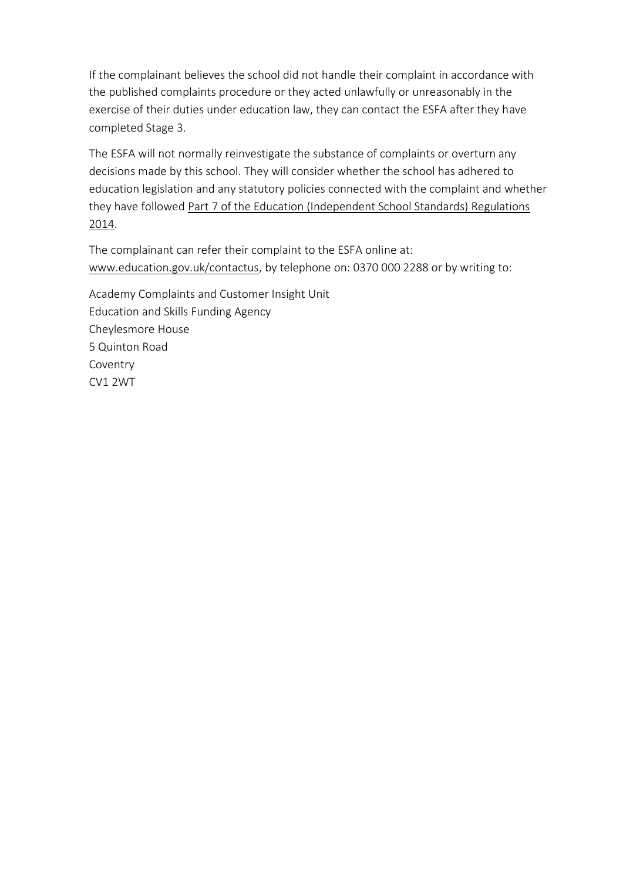If the complainant believes the school did not handle their complaint in accordance with the published complaints procedure or they acted unlawfully or unreasonably in the exercise of their duties under education law, they can contact the ESFA after they have completed Stage 3.

The ESFA will not normally reinvestigate the substance of complaints or overturn any decisions made by this school. They will consider whether the school has adhered to education legislation and any statutory policies connected with the complaint and whether they have followed Part 7 of the Education (Independent School Standards) Regulations 2014.

The complainant can refer their complaint to the ESFA online at: www.education.gov.uk/contactus, by telephone on: 0370 000 2288 or by writing to:

Academy Complaints and Customer Insight Unit
Education and Skills Funding Agency
Cheylesmore House
5 Quinton Road
Coventry
CV1 2WT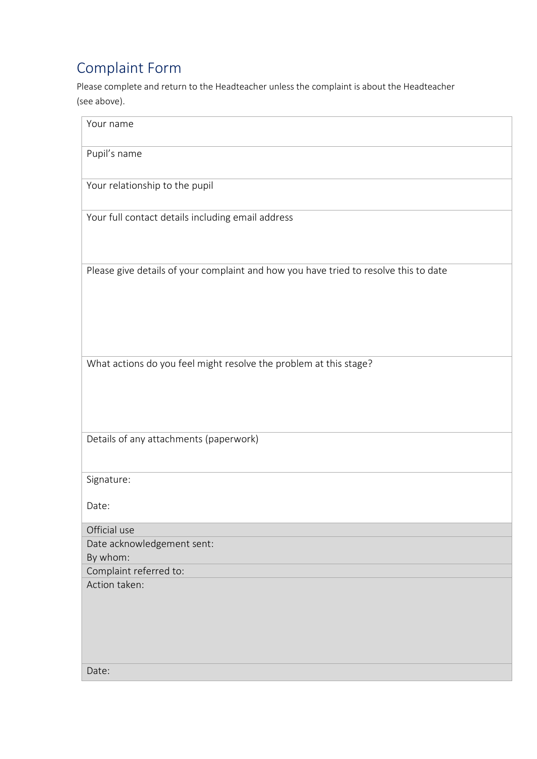# Complaint Form

Please complete and return to the Headteacher unless the complaint is about the Headteacher (see above).

| Your name |
|---|
| Pupil's name |
| Your relationship to the pupil |
| Your full contact details including email address |
| Please give details of your complaint and how you have tried to resolve this to date |
| What actions do you feel might resolve the problem at this stage? |
| Details of any attachments (paperwork) |
| Signature:<br><br>Date: |
| Official use |
| Date acknowledgement sent:<br>By whom: |
| Complaint referred to: |
| Action taken: |
| Date: |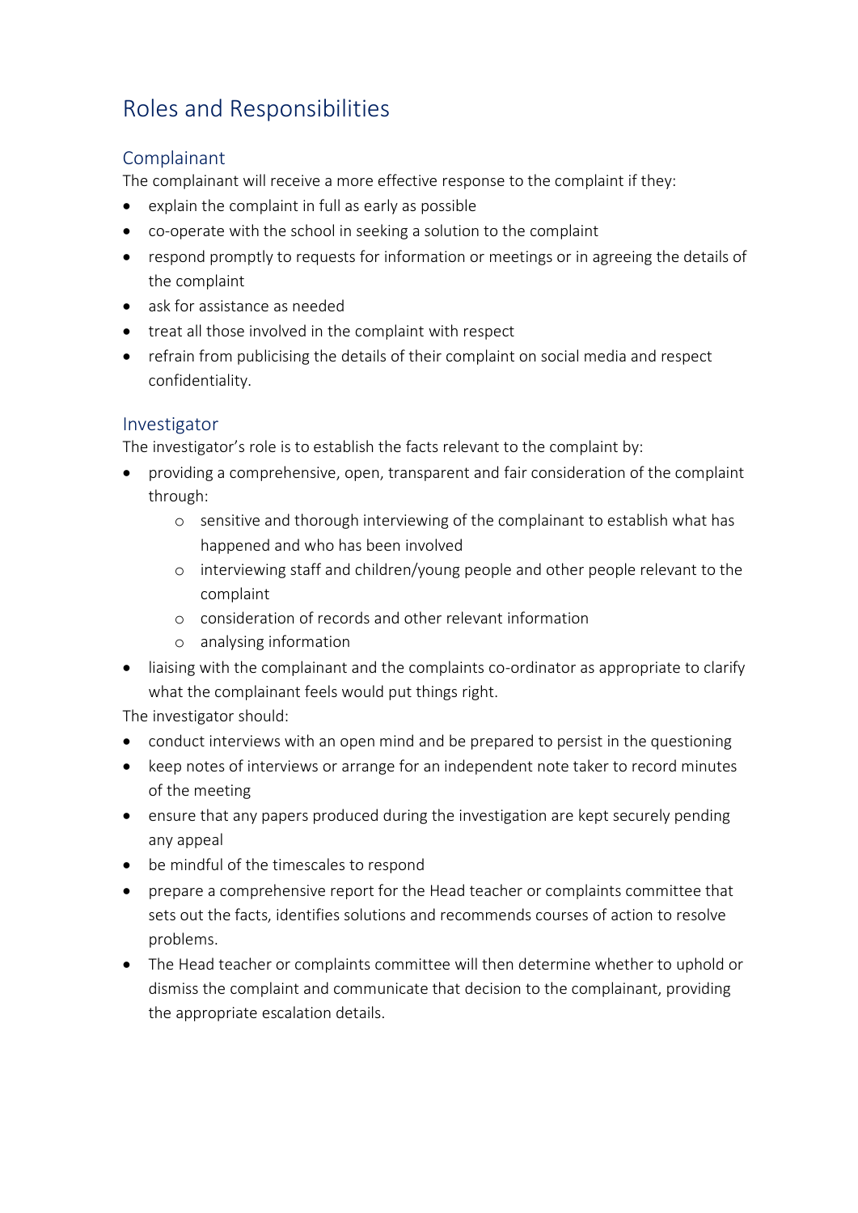# Roles and Responsibilities

## Complainant

The complainant will receive a more effective response to the complaint if they:

- explain the complaint in full as early as possible
- co-operate with the school in seeking a solution to the complaint
- respond promptly to requests for information or meetings or in agreeing the details of the complaint
- ask for assistance as needed
- treat all those involved in the complaint with respect
- refrain from publicising the details of their complaint on social media and respect confidentiality.

## Investigator

The investigator's role is to establish the facts relevant to the complaint by:

- providing a comprehensive, open, transparent and fair consideration of the complaint through:
    - sensitive and thorough interviewing of the complainant to establish what has happened and who has been involved
    - interviewing staff and children/young people and other people relevant to the complaint
    - consideration of records and other relevant information
    - analysing information
- liaising with the complainant and the complaints co-ordinator as appropriate to clarify what the complainant feels would put things right.

The investigator should:

- conduct interviews with an open mind and be prepared to persist in the questioning
- keep notes of interviews or arrange for an independent note taker to record minutes of the meeting
- ensure that any papers produced during the investigation are kept securely pending any appeal
- be mindful of the timescales to respond
- prepare a comprehensive report for the Head teacher or complaints committee that sets out the facts, identifies solutions and recommends courses of action to resolve problems.
- The Head teacher or complaints committee will then determine whether to uphold or dismiss the complaint and communicate that decision to the complainant, providing the appropriate escalation details.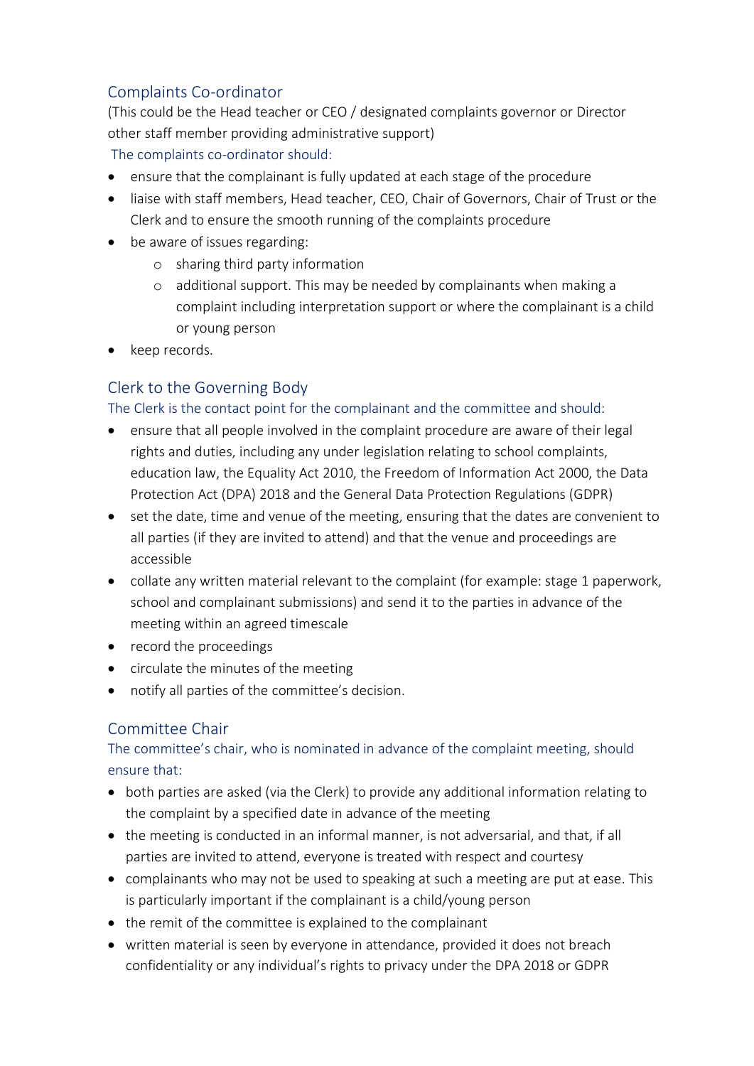## Complaints Co-ordinator

(This could be the Head teacher or CEO / designated complaints governor or Director other staff member providing administrative support)

The complaints co-ordinator should:

- ensure that the complainant is fully updated at each stage of the procedure
- liaise with staff members, Head teacher, CEO, Chair of Governors, Chair of Trust or the Clerk and to ensure the smooth running of the complaints procedure
- be aware of issues regarding:
  - sharing third party information
  - additional support. This may be needed by complainants when making a complaint including interpretation support or where the complainant is a child or young person
- keep records.

## Clerk to the Governing Body

The Clerk is the contact point for the complainant and the committee and should:

- ensure that all people involved in the complaint procedure are aware of their legal rights and duties, including any under legislation relating to school complaints, education law, the Equality Act 2010, the Freedom of Information Act 2000, the Data Protection Act (DPA) 2018 and the General Data Protection Regulations (GDPR)
- set the date, time and venue of the meeting, ensuring that the dates are convenient to all parties (if they are invited to attend) and that the venue and proceedings are accessible
- collate any written material relevant to the complaint (for example: stage 1 paperwork, school and complainant submissions) and send it to the parties in advance of the meeting within an agreed timescale
- record the proceedings
- circulate the minutes of the meeting
- notify all parties of the committee's decision.

## Committee Chair

The committee's chair, who is nominated in advance of the complaint meeting, should ensure that:

- both parties are asked (via the Clerk) to provide any additional information relating to the complaint by a specified date in advance of the meeting
- the meeting is conducted in an informal manner, is not adversarial, and that, if all parties are invited to attend, everyone is treated with respect and courtesy
- complainants who may not be used to speaking at such a meeting are put at ease. This is particularly important if the complainant is a child/young person
- the remit of the committee is explained to the complainant
- written material is seen by everyone in attendance, provided it does not breach confidentiality or any individual's rights to privacy under the DPA 2018 or GDPR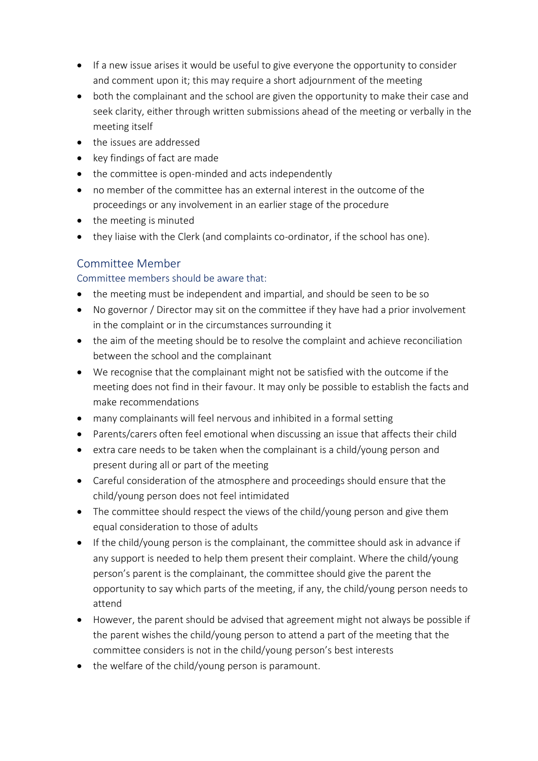- If a new issue arises it would be useful to give everyone the opportunity to consider and comment upon it; this may require a short adjournment of the meeting
- both the complainant and the school are given the opportunity to make their case and seek clarity, either through written submissions ahead of the meeting or verbally in the meeting itself
- the issues are addressed
- key findings of fact are made
- the committee is open-minded and acts independently
- no member of the committee has an external interest in the outcome of the proceedings or any involvement in an earlier stage of the procedure
- the meeting is minuted
- they liaise with the Clerk (and complaints co-ordinator, if the school has one).

## Committee Member

### Committee members should be aware that:

- the meeting must be independent and impartial, and should be seen to be so
- No governor / Director may sit on the committee if they have had a prior involvement in the complaint or in the circumstances surrounding it
- the aim of the meeting should be to resolve the complaint and achieve reconciliation between the school and the complainant
- We recognise that the complainant might not be satisfied with the outcome if the meeting does not find in their favour. It may only be possible to establish the facts and make recommendations
- many complainants will feel nervous and inhibited in a formal setting
- Parents/carers often feel emotional when discussing an issue that affects their child
- extra care needs to be taken when the complainant is a child/young person and present during all or part of the meeting
- Careful consideration of the atmosphere and proceedings should ensure that the child/young person does not feel intimidated
- The committee should respect the views of the child/young person and give them equal consideration to those of adults
- If the child/young person is the complainant, the committee should ask in advance if any support is needed to help them present their complaint. Where the child/young person's parent is the complainant, the committee should give the parent the opportunity to say which parts of the meeting, if any, the child/young person needs to attend
- However, the parent should be advised that agreement might not always be possible if the parent wishes the child/young person to attend a part of the meeting that the committee considers is not in the child/young person's best interests
- the welfare of the child/young person is paramount.